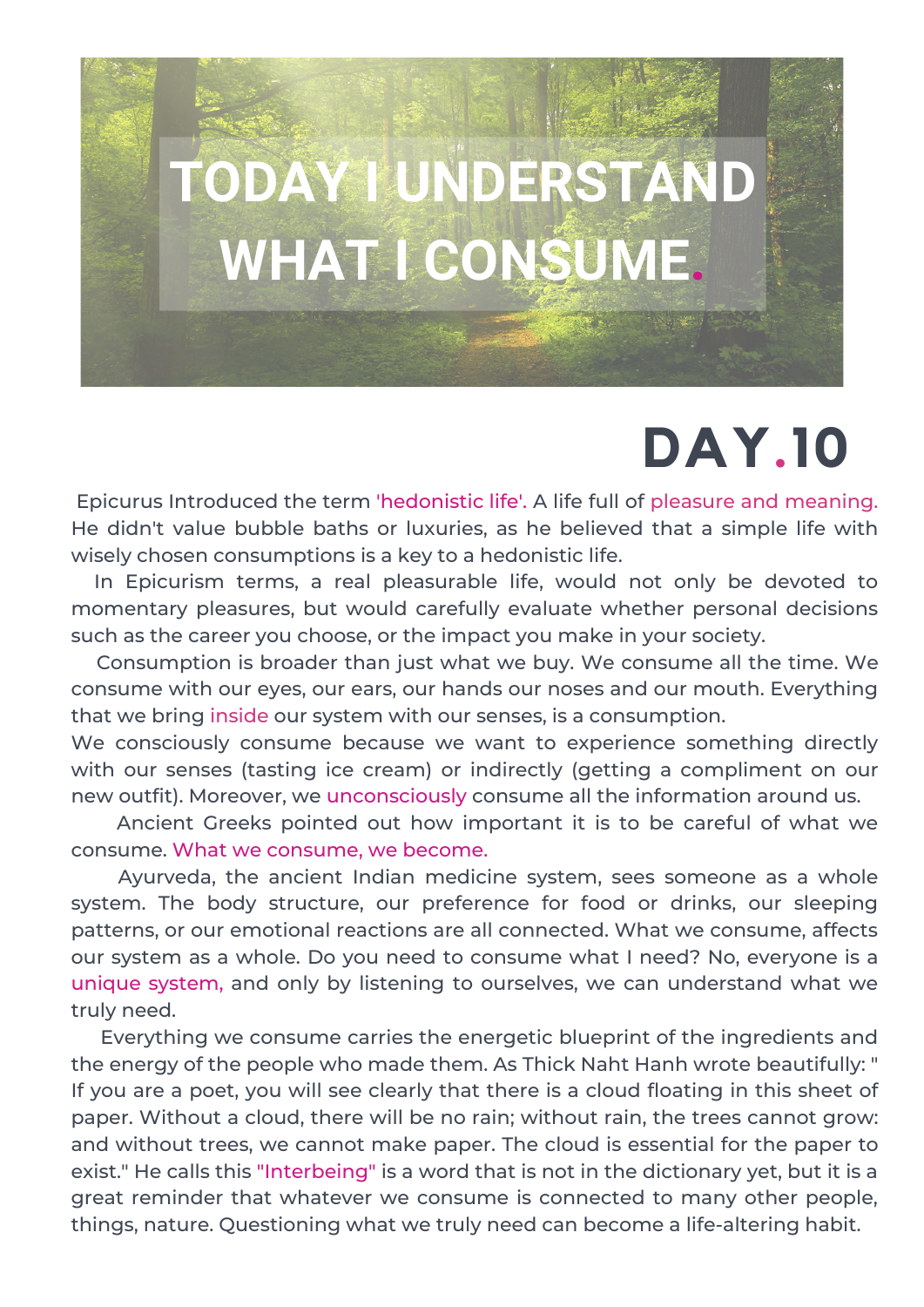# TODAY I UNDERSTAND WHAT I CONSUME.

## DAY.10

Epicurus Introduced the term 'hedonistic life'. A life full of pleasure and meaning. He didn't value bubble baths or luxuries, as he believed that a simple life with wisely chosen consumptions is a key to a hedonistic life.

In Epicurism terms, a real pleasurable life, would not only be devoted to momentary pleasures, but would carefully evaluate whether personal decisions such as the career you choose, or the impact you make in your society.

Consumption is broader than just what we buy. We consume all the time. We consume with our eyes, our ears, our hands our noses and our mouth. Everything that we bring inside our system with our senses, is a consumption.

We consciously consume because we want to experience something directly with our senses (tasting ice cream) or indirectly (getting a compliment on our new outfit). Moreover, we unconsciously consume all the information around us.

Ancient Greeks pointed out how important it is to be careful of what we consume. What we consume, we become.

Ayurveda, the ancient Indian medicine system, sees someone as a whole system. The body structure, our preference for food or drinks, our sleeping patterns, or our emotional reactions are all connected. What we consume, affects our system as a whole. Do you need to consume what I need? No, everyone is a unique system, and only by listening to ourselves, we can understand what we truly need.

Everything we consume carries the energetic blueprint of the ingredients and the energy of the people who made them. As Thick Naht Hanh wrote beautifully: " If you are a poet, you will see clearly that there is a cloud floating in this sheet of paper. Without a cloud, there will be no rain; without rain, the trees cannot grow: and without trees, we cannot make paper. The cloud is essential for the paper to exist." He calls this "Interbeing" is a word that is not in the dictionary yet, but it is a great reminder that whatever we consume is connected to many other people, things, nature. Questioning what we truly need can become a life-altering habit.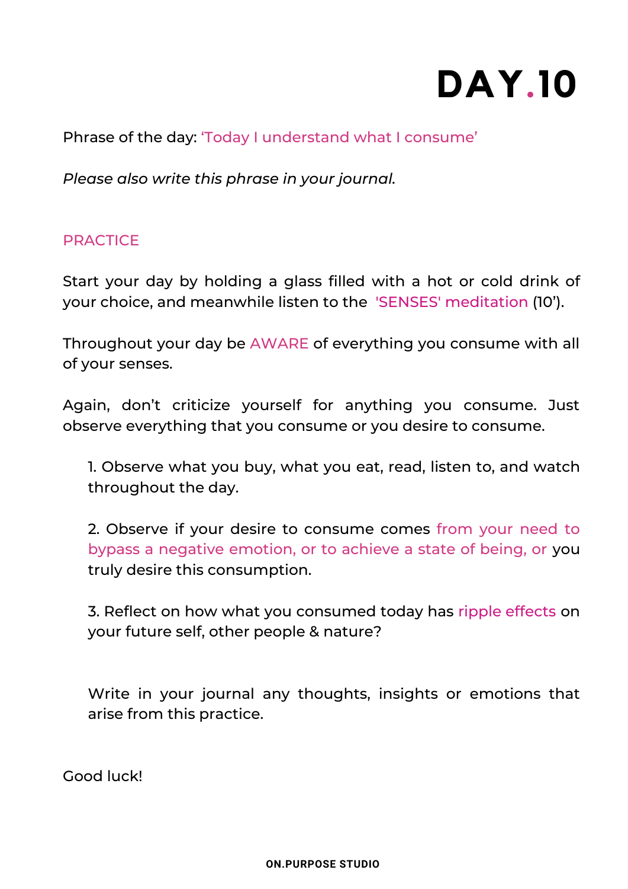# DAY.10

Phrase of the day: 'Today I understand what I consume'

*Please also write this phrase in your journal.*

## PRACTICE

Start your day by holding a glass filled with a hot or cold drink of your choice, and meanwhile listen to the 'SENSES' meditation (10').

Throughout your day be AWARE of everything you consume with all of your senses.

Again, don't criticize yourself for anything you consume. Just observe everything that you consume or you desire to consume.

1. Observe what you buy, what you eat, read, listen to, and watch throughout the day.

2. Observe if your desire to consume comes from your need to bypass a negative emotion, or to achieve a state of being, or you truly desire this consumption.

3. Reflect on how what you consumed today has ripple effects on your future self, other people & nature?

Write in your journal any thoughts, insights or emotions that arise from this practice.

Good luck!